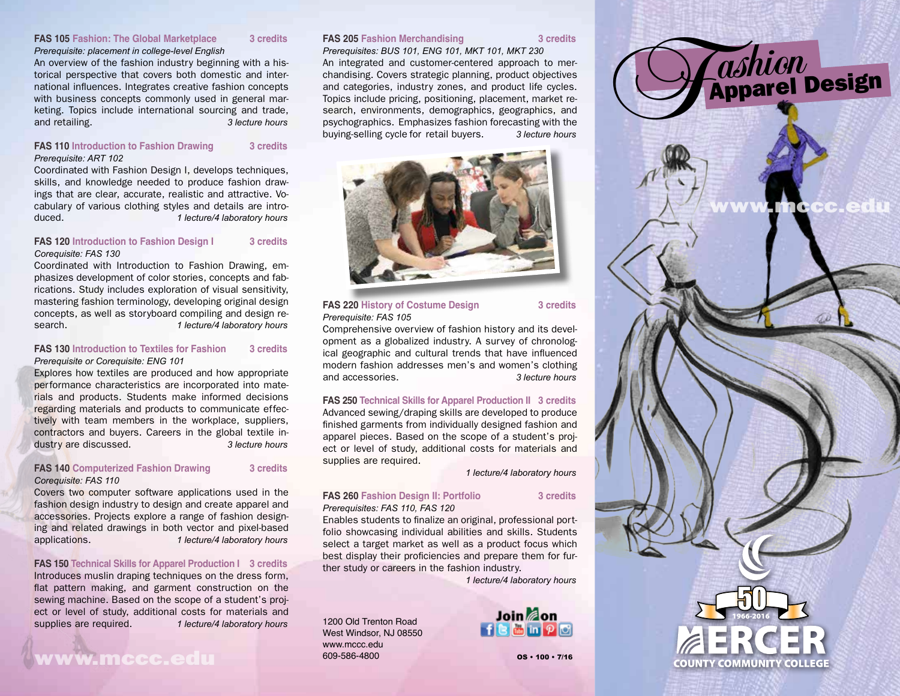### FAS 105 Fashion: The Global Marketplace — 3 credits

*Prerequisite: placement in college-level English*

An overview of the fashion industry beginning with a historical perspective that covers both domestic and international influences. Integrates creative fashion concepts with business concepts commonly used in general marketing. Topics include international sourcing and trade, and retailing. *3 lecture hours*

### FAS 110 Introduction to Fashion Drawing — 3 credits

*Prerequisite: ART 102*

Coordinated with Fashion Design I, develops techniques, skills, and knowledge needed to produce fashion drawings that are clear, accurate, realistic and attractive. Vocabulary of various clothing styles and details are introduced. *1 lecture/4 laboratory hours*

### FAS 120 Introduction to Fashion Design I — 3 credits

*Corequisite: FAS 130*

Coordinated with Introduction to Fashion Drawing, emphasizes development of color stories, concepts and fabrications. Study includes exploration of visual sensitivity, mastering fashion terminology, developing original design concepts, as well as storyboard compiling and design research. *1 lecture/4 laboratory hours*

### FAS 130 Introduction to Textiles for Fashion — 3 credits

*Prerequisite or Corequisite: ENG 101*

Explores how textiles are produced and how appropriate performance characteristics are incorporated into materials and products. Students make informed decisions regarding materials and products to communicate effectively with team members in the workplace, suppliers, contractors and buyers. Careers in the global textile industry are discussed. *3 lecture hours*

### FAS 140 Computerized Fashion Drawing — 3 credits

*Corequisite: FAS 110*

Covers two computer software applications used in the fashion design industry to design and create apparel and accessories. Projects explore a range of fashion designing and related drawings in both vector and pixel-based applications. *1 lecture/4 laboratory hours*

### FAS 150 Technical Skills for Apparel Production I — 3 credits

Introduces muslin draping techniques on the dress form, flat pattern making, and garment construction on the sewing machine. Based on the scope of a student's project or level of study, additional costs for materials and supplies are required. *1 lecture/4 laboratory hours*

www.mccc.edu

### FAS 205 Fashion Merchandising — 3 credits

*Prerequisites: BUS 101, ENG 101, MKT 101, MKT 230*

An integrated and customer-centered approach to merchandising. Covers strategic planning, product objectives and categories, industry zones, and product life cycles. Topics include pricing, positioning, placement, market research, environments, demographics, geographics, and psychographics. Emphasizes fashion forecasting with the buying-selling cycle for retail buyers. *3 lecture hours*

### FAS 220 History of Costume Design — 3 credits

*Prerequisite: FAS 105*

Comprehensive overview of fashion history and its development as a globalized industry. A survey of chronological geographic and cultural trends that have influenced modern fashion addresses men's and women's clothing and accessories. *3 lecture hours*

### FAS 250 Technical Skills for Apparel Production II — 3 credits

Advanced sewing/draping skills are developed to produce finished garments from individually designed fashion and apparel pieces. Based on the scope of a student's project or level of study, additional costs for materials and supplies are required.

*1 lecture/4 laboratory hours*

### FAS 260 Fashion Design II: Portfolio — 3 credits

*Prerequisites: FAS 110, FAS 120*

Enables students to finalize an original, professional portfolio showcasing individual abilities and skills. Students select a target market as well as a product focus which best display their proficiencies and prepare them for further study or careers in the fashion industry.

*1 lecture/4 laboratory hours*

1200 Old Trenton Road
West Windsor, NJ 08550
www.mccc.edu
609-586-4800

Join Us on

OS • 100 • 7/16

# Fashion Apparel Design

www.mccc.edu

50 1966-2016

MERCER COUNTY COMMUNITY COLLEGE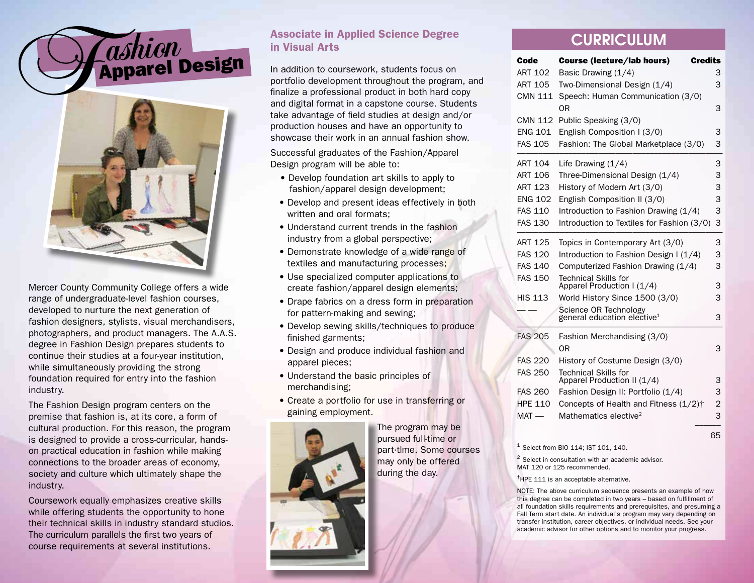# Fashion Apparel Design

Mercer County Community College offers a wide range of undergraduate-level fashion courses, developed to nurture the next generation of fashion designers, stylists, visual merchandisers, photographers, and product managers. The A.A.S. degree in Fashion Design prepares students to continue their studies at a four-year institution, while simultaneously providing the strong foundation required for entry into the fashion industry.

The Fashion Design program centers on the premise that fashion is, at its core, a form of cultural production. For this reason, the program is designed to provide a cross-curricular, hands-on practical education in fashion while making connections to the broader areas of economy, society and culture which ultimately shape the industry.

Coursework equally emphasizes creative skills while offering students the opportunity to hone their technical skills in industry standard studios. The curriculum parallels the first two years of course requirements at several institutions.

## Associate in Applied Science Degree in Visual Arts

In addition to coursework, students focus on portfolio development throughout the program, and finalize a professional product in both hard copy and digital format in a capstone course. Students take advantage of field studies at design and/or production houses and have an opportunity to showcase their work in an annual fashion show.

Successful graduates of the Fashion/Apparel Design program will be able to:

- Develop foundation art skills to apply to fashion/apparel design development;
- Develop and present ideas effectively in both written and oral formats;
- Understand current trends in the fashion industry from a global perspective;
- Demonstrate knowledge of a wide range of textiles and manufacturing processes;
- Use specialized computer applications to create fashion/apparel design elements;
- Drape fabrics on a dress form in preparation for pattern-making and sewing;
- Develop sewing skills/techniques to produce finished garments;
- Design and produce individual fashion and apparel pieces;
- Understand the basic principles of merchandising;
- Create a portfolio for use in transferring or gaining employment.

The program may be pursued full-time or part-time. Some courses may only be offered during the day.

## CURRICULUM

| Code | Course (lecture/lab hours) | Credits |
|---|---|---|
| ART 102 | Basic Drawing (1/4) | 3 |
| ART 105 | Two-Dimensional Design (1/4) | 3 |
| CMN 111 | Speech: Human Communication (3/0) OR | 3 |
| CMN 112 | Public Speaking (3/0) | |
| ENG 101 | English Composition I (3/0) | 3 |
| FAS 105 | Fashion: The Global Marketplace (3/0) | 3 |
| ART 104 | Life Drawing (1/4) | 3 |
| ART 106 | Three-Dimensional Design (1/4) | 3 |
| ART 123 | History of Modern Art (3/0) | 3 |
| ENG 102 | English Composition II (3/0) | 3 |
| FAS 110 | Introduction to Fashion Drawing (1/4) | 3 |
| FAS 130 | Introduction to Textiles for Fashion (3/0) | 3 |
| ART 125 | Topics in Contemporary Art (3/0) | 3 |
| FAS 120 | Introduction to Fashion Design I (1/4) | 3 |
| FAS 140 | Computerized Fashion Drawing (1/4) | 3 |
| FAS 150 | Technical Skills for Apparel Production I (1/4) | 3 |
| HIS 113 | World History Since 1500 (3/0) | 3 |
| — — | Science OR Technology general education elective[1] | 3 |
| FAS 205 | Fashion Merchandising (3/0) OR | 3 |
| FAS 220 | History of Costume Design (3/0) | |
| FAS 250 | Technical Skills for Apparel Production II (1/4) | 3 |
| FAS 260 | Fashion Design II: Portfolio (1/4) | 3 |
| HPE 110 | Concepts of Health and Fitness (1/2)† | 2 |
| MAT — | Mathematics elective[2] | 3 |
| | | 65 |

[1] Select from BIO 114; IST 101, 140.

[2] Select in consultation with an academic advisor. MAT 120 or 125 recommended.

†HPE 111 is an acceptable alternative.

NOTE: The above curriculum sequence presents an example of how this degree can be completed in two years – based on fulfillment of all foundation skills requirements and prerequisites, and presuming a Fall Term start date. An individual's program may vary depending on transfer institution, career objectives, or individual needs. See your academic advisor for other options and to monitor your progress.